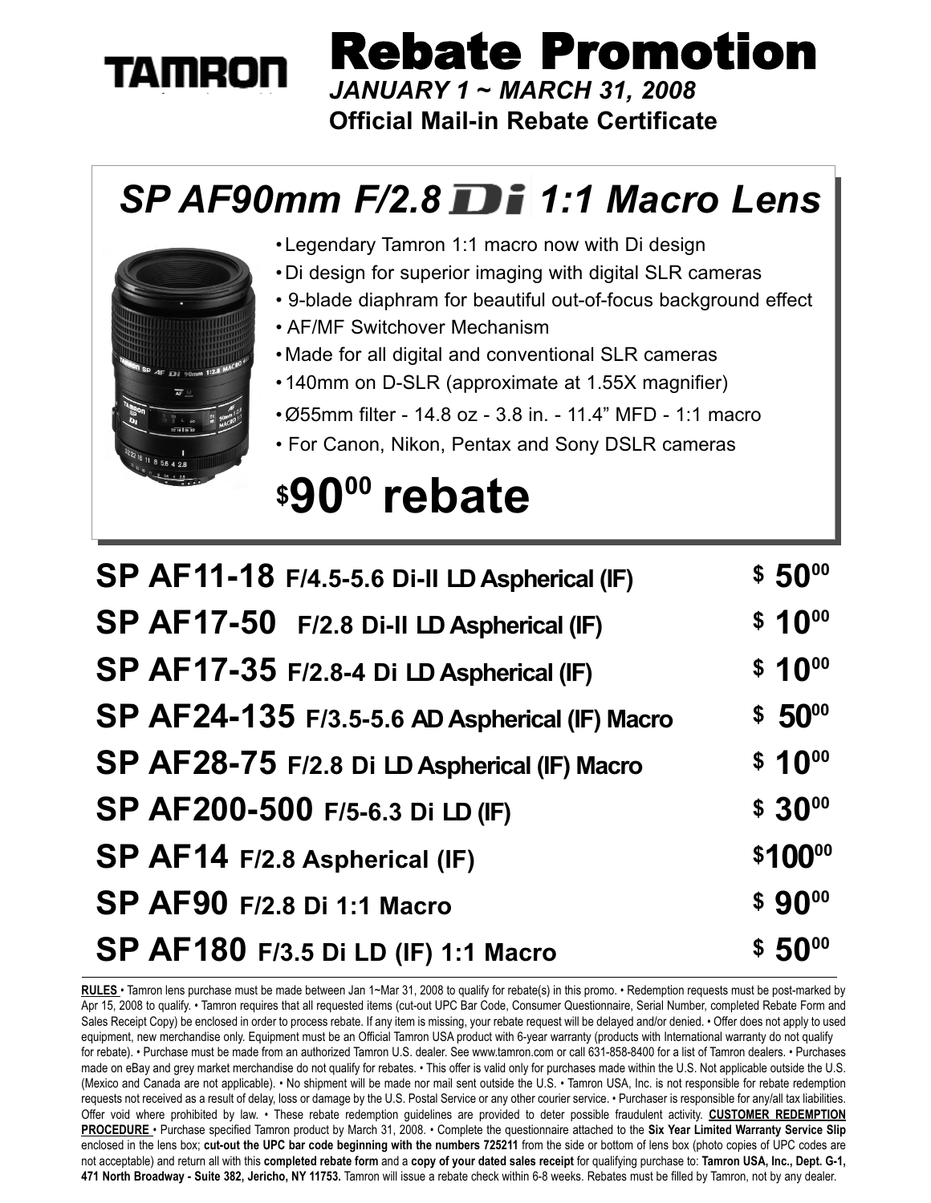TAMRON

# Rebate Promotion

***JANUARY 1 ~ MARCH 31, 2008***

**Official Mail-in Rebate Certificate**

## *SP AF90mm F/2.8 Di 1:1 Macro Lens*

- Legendary Tamron 1:1 macro now with Di design
- Di design for superior imaging with digital SLR cameras
- 9-blade diaphram for beautiful out-of-focus background effect
- AF/MF Switchover Mechanism
- Made for all digital and conventional SLR cameras
- 140mm on D-SLR (approximate at 1.55X magnifier)
- Ø55mm filter - 14.8 oz - 3.8 in. - 11.4" MFD - 1:1 macro
- For Canon, Nikon, Pentax and Sony DSLR cameras

## $90.00 rebate

| Lens | Rebate |
|---|---|
| **SP AF11-18** F/4.5-5.6 Di-II LD Aspherical (IF) | $ 50.00 |
| **SP AF17-50** F/2.8 Di-II LD Aspherical (IF) | $ 10.00 |
| **SP AF17-35** F/2.8-4 Di LD Aspherical (IF) | $ 10.00 |
| **SP AF24-135** F/3.5-5.6 AD Aspherical (IF) Macro | $ 50.00 |
| **SP AF28-75** F/2.8 Di LD Aspherical (IF) Macro | $ 10.00 |
| **SP AF200-500** F/5-6.3 Di LD (IF) | $ 30.00 |
| **SP AF14** F/2.8 Aspherical (IF) | $100.00 |
| **SP AF90** F/2.8 Di 1:1 Macro | $ 90.00 |
| **SP AF180** F/3.5 Di LD (IF) 1:1 Macro | $ 50.00 |

**RULES** • Tamron lens purchase must be made between Jan 1~Mar 31, 2008 to qualify for rebate(s) in this promo. • Redemption requests must be post-marked by Apr 15, 2008 to qualify. • Tamron requires that all requested items (cut-out UPC Bar Code, Consumer Questionnaire, Serial Number, completed Rebate Form and Sales Receipt Copy) be enclosed in order to process rebate. If any item is missing, your rebate request will be delayed and/or denied. • Offer does not apply to used equipment, new merchandise only. Equipment must be an Official Tamron USA product with 6-year warranty (products with International warranty do not qualify for rebate). • Purchase must be made from an authorized Tamron U.S. dealer. See www.tamron.com or call 631-858-8400 for a list of Tamron dealers. • Purchases made on eBay and grey market merchandise do not qualify for rebates. • This offer is valid only for purchases made within the U.S. Not applicable outside the U.S. (Mexico and Canada are not applicable). • No shipment will be made nor mail sent outside the U.S. • Tamron USA, Inc. is not responsible for rebate redemption requests not received as a result of delay, loss or damage by the U.S. Postal Service or any other courier service. • Purchaser is responsible for any/all tax liabilities. Offer void where prohibited by law. • These rebate redemption guidelines are provided to deter possible fraudulent activity. **CUSTOMER REDEMPTION PROCEDURE** • Purchase specified Tamron product by March 31, 2008. • Complete the questionnaire attached to the **Six Year Limited Warranty Service Slip** enclosed in the lens box; **cut-out the UPC bar code beginning with the numbers 725211** from the side or bottom of lens box (photo copies of UPC codes are not acceptable) and return all with this **completed rebate form** and a **copy of your dated sales receipt** for qualifying purchase to: **Tamron USA, Inc., Dept. G-1, 471 North Broadway - Suite 382, Jericho, NY 11753.** Tamron will issue a rebate check within 6-8 weeks. Rebates must be filled by Tamron, not by any dealer.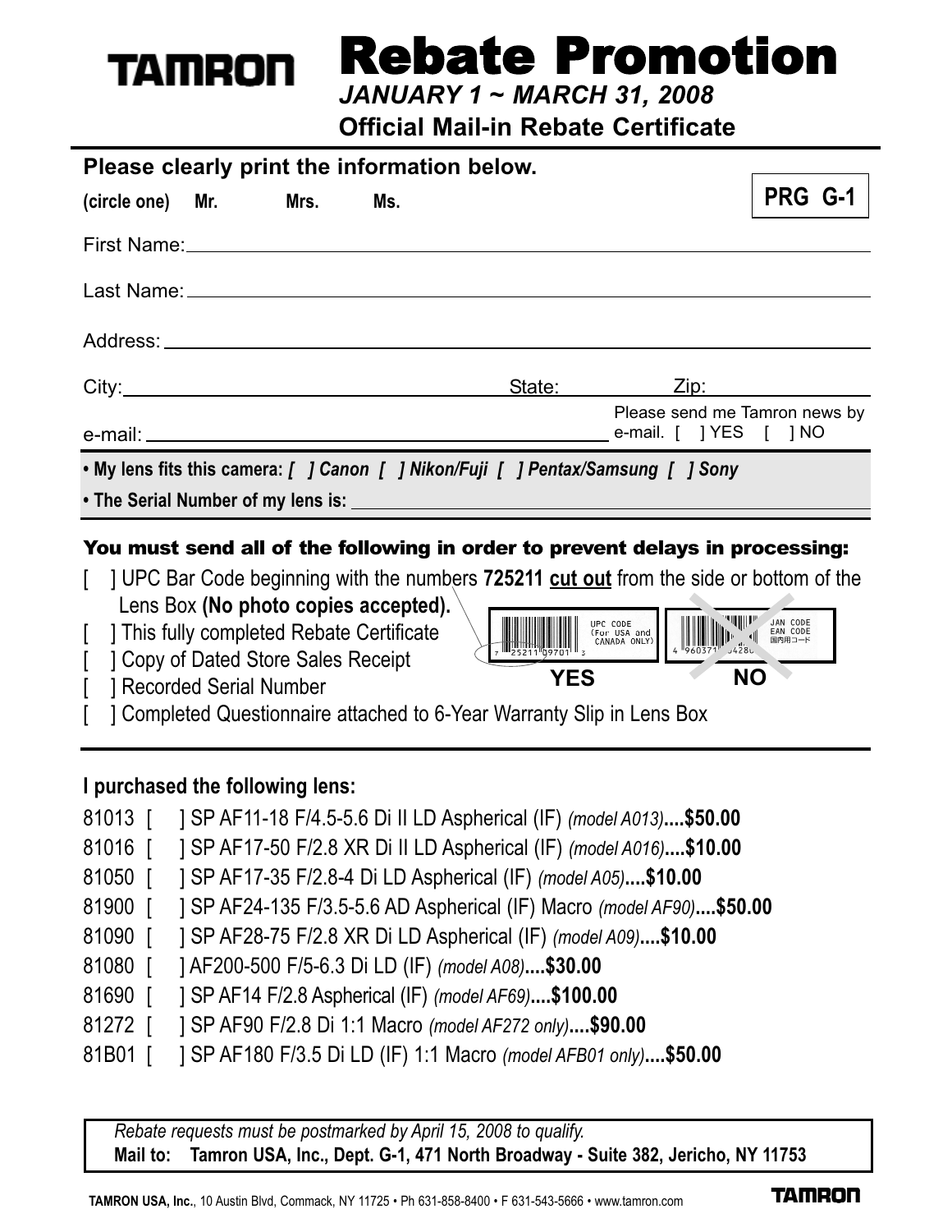# TAMRON Rebate Promotion

*JANUARY 1 ~ MARCH 31, 2008*

**Official Mail-in Rebate Certificate**

**Please clearly print the information below.**

**PRG G-1**

**(circle one)** **Mr.** **Mrs.** **Ms.**

First Name:

Last Name:

Address:

City: State: Zip:

e-mail:

Please send me Tamron news by e-mail. [ ] YES [ ] NO

**• My lens fits this camera:** ***[ ] Canon [ ] Nikon/Fuji [ ] Pentax/Samsung [ ] Sony***

**• The Serial Number of my lens is:**

## You must send all of the following in order to prevent delays in processing:

[ ] UPC Bar Code beginning with the numbers **725211** **cut out** from the side or bottom of the Lens Box **(No photo copies accepted).**

[ ] This fully completed Rebate Certificate

[ ] Copy of Dated Store Sales Receipt

[ ] Recorded Serial Number

[ ] Completed Questionnaire attached to 6-Year Warranty Slip in Lens Box

UPC CODE (For USA and CANADA ONLY) 7 25211 09701 3 — **YES**

JAN CODE EAN CODE 国内用コード 4 960371 04280 — **NO**

**I purchased the following lens:**

81013 [ ] SP AF11-18 F/4.5-5.6 Di II LD Aspherical (IF) *(model A013)***....$50.00**

81016 [ ] SP AF17-50 F/2.8 XR Di II LD Aspherical (IF) *(model A016)***....$10.00**

81050 [ ] SP AF17-35 F/2.8-4 Di LD Aspherical (IF) *(model A05)***....$10.00**

81900 [ ] SP AF24-135 F/3.5-5.6 AD Aspherical (IF) Macro *(model AF90)***....$50.00**

81090 [ ] SP AF28-75 F/2.8 XR Di LD Aspherical (IF) *(model A09)***....$10.00**

81080 [ ] AF200-500 F/5-6.3 Di LD (IF) *(model A08)***....$30.00**

81690 [ ] SP AF14 F/2.8 Aspherical (IF) *(model AF69)***....$100.00**

81272 [ ] SP AF90 F/2.8 Di 1:1 Macro *(model AF272 only)***....$90.00**

81B01 [ ] SP AF180 F/3.5 Di LD (IF) 1:1 Macro *(model AFB01 only)***....$50.00**

*Rebate requests must be postmarked by April 15, 2008 to qualify.*

**Mail to: Tamron USA, Inc., Dept. G-1, 471 North Broadway - Suite 382, Jericho, NY 11753**

**TAMRON USA, Inc.**, 10 Austin Blvd, Commack, NY 11725 • Ph 631-858-8400 • F 631-543-5666 • www.tamron.com

TAMRON